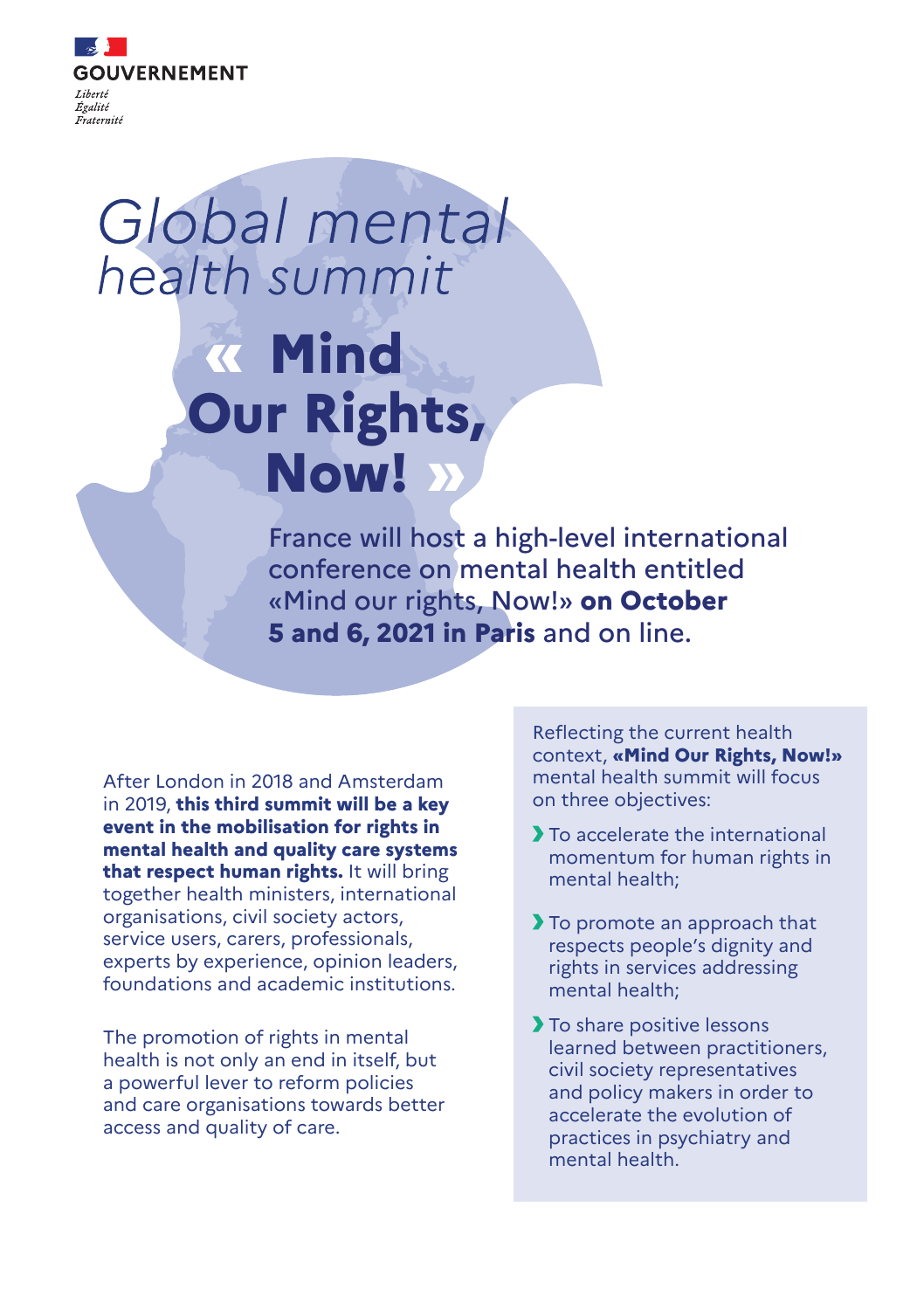GOUVERNEMENT

*Liberté*
*Égalité*
*Fraternité*

# *Global mental health summit*

# « Mind Our Rights, Now! »

France will host a high-level international conference on mental health entitled «Mind our rights, Now!» **on October 5 and 6, 2021 in Paris** and on line.

After London in 2018 and Amsterdam in 2019, **this third summit will be a key event in the mobilisation for rights in mental health and quality care systems that respect human rights.** It will bring together health ministers, international organisations, civil society actors, service users, carers, professionals, experts by experience, opinion leaders, foundations and academic institutions.

The promotion of rights in mental health is not only an end in itself, but a powerful lever to reform policies and care organisations towards better access and quality of care.

Reflecting the current health context, **«Mind Our Rights, Now!»** mental health summit will focus on three objectives:

- To accelerate the international momentum for human rights in mental health;
- To promote an approach that respects people's dignity and rights in services addressing mental health;
- To share positive lessons learned between practitioners, civil society representatives and policy makers in order to accelerate the evolution of practices in psychiatry and mental health.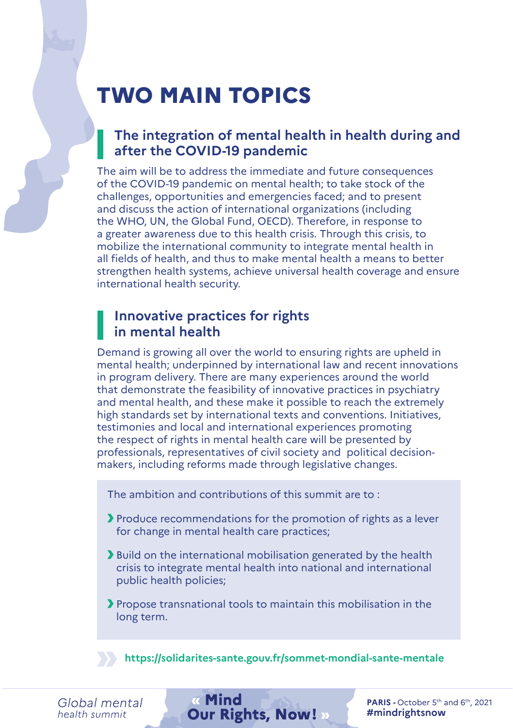# TWO MAIN TOPICS

## The integration of mental health in health during and after the COVID-19 pandemic

The aim will be to address the immediate and future consequences of the COVID-19 pandemic on mental health; to take stock of the challenges, opportunities and emergencies faced; and to present and discuss the action of international organizations (including the WHO, UN, the Global Fund, OECD). Therefore, in response to a greater awareness due to this health crisis. Through this crisis, to mobilize the international community to integrate mental health in all fields of health, and thus to make mental health a means to better strengthen health systems, achieve universal health coverage and ensure international health security.

## Innovative practices for rights in mental health

Demand is growing all over the world to ensuring rights are upheld in mental health; underpinned by international law and recent innovations in program delivery. There are many experiences around the world that demonstrate the feasibility of innovative practices in psychiatry and mental health, and these make it possible to reach the extremely high standards set by international texts and conventions. Initiatives, testimonies and local and international experiences promoting the respect of rights in mental health care will be presented by professionals, representatives of civil society and political decision-makers, including reforms made through legislative changes.

The ambition and contributions of this summit are to :

- Produce recommendations for the promotion of rights as a lever for change in mental health care practices;
- Build on the international mobilisation generated by the health crisis to integrate mental health into national and international public health policies;
- Propose transnational tools to maintain this mobilisation in the long term.

**https://solidarites-sante.gouv.fr/sommet-mondial-sante-mentale**

*Global mental health summit*

**« Mind Our Rights, Now! »**

**PARIS -** October 5th and 6th, 2021
**#mindrightsnow**